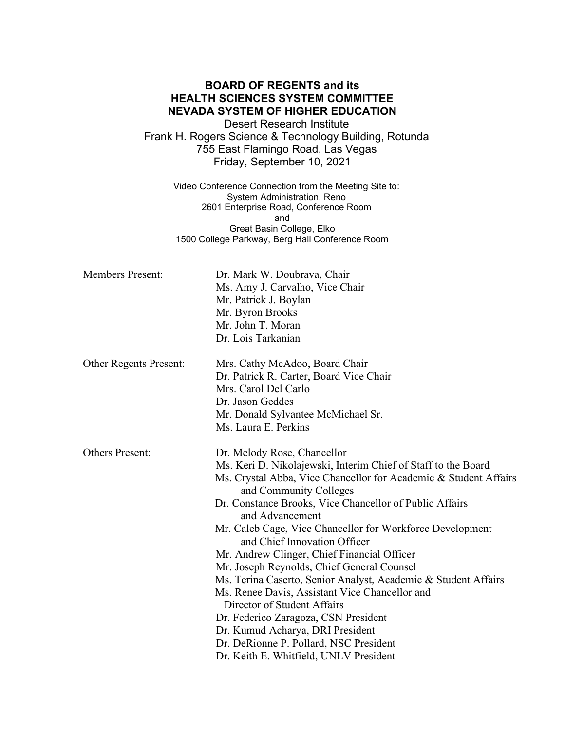**BOARD OF REGENTS and its**
**HEALTH SCIENCES SYSTEM COMMITTEE**
**NEVADA SYSTEM OF HIGHER EDUCATION**

Desert Research Institute
Frank H. Rogers Science & Technology Building, Rotunda
755 East Flamingo Road, Las Vegas
Friday, September 10, 2021

Video Conference Connection from the Meeting Site to:
System Administration, Reno
2601 Enterprise Road, Conference Room
and
Great Basin College, Elko
1500 College Parkway, Berg Hall Conference Room

| | |
|---|---|
| Members Present: | Dr. Mark W. Doubrava, Chair |
| | Ms. Amy J. Carvalho, Vice Chair |
| | Mr. Patrick J. Boylan |
| | Mr. Byron Brooks |
| | Mr. John T. Moran |
| | Dr. Lois Tarkanian |
| Other Regents Present: | Mrs. Cathy McAdoo, Board Chair |
| | Dr. Patrick R. Carter, Board Vice Chair |
| | Mrs. Carol Del Carlo |
| | Dr. Jason Geddes |
| | Mr. Donald Sylvantee McMichael Sr. |
| | Ms. Laura E. Perkins |
| Others Present: | Dr. Melody Rose, Chancellor |
| | Ms. Keri D. Nikolajewski, Interim Chief of Staff to the Board |
| | Ms. Crystal Abba, Vice Chancellor for Academic & Student Affairs and Community Colleges |
| | Dr. Constance Brooks, Vice Chancellor of Public Affairs and Advancement |
| | Mr. Caleb Cage, Vice Chancellor for Workforce Development and Chief Innovation Officer |
| | Mr. Andrew Clinger, Chief Financial Officer |
| | Mr. Joseph Reynolds, Chief General Counsel |
| | Ms. Terina Caserto, Senior Analyst, Academic & Student Affairs |
| | Ms. Renee Davis, Assistant Vice Chancellor and Director of Student Affairs |
| | Dr. Federico Zaragoza, CSN President |
| | Dr. Kumud Acharya, DRI President |
| | Dr. DeRionne P. Pollard, NSC President |
| | Dr. Keith E. Whitfield, UNLV President |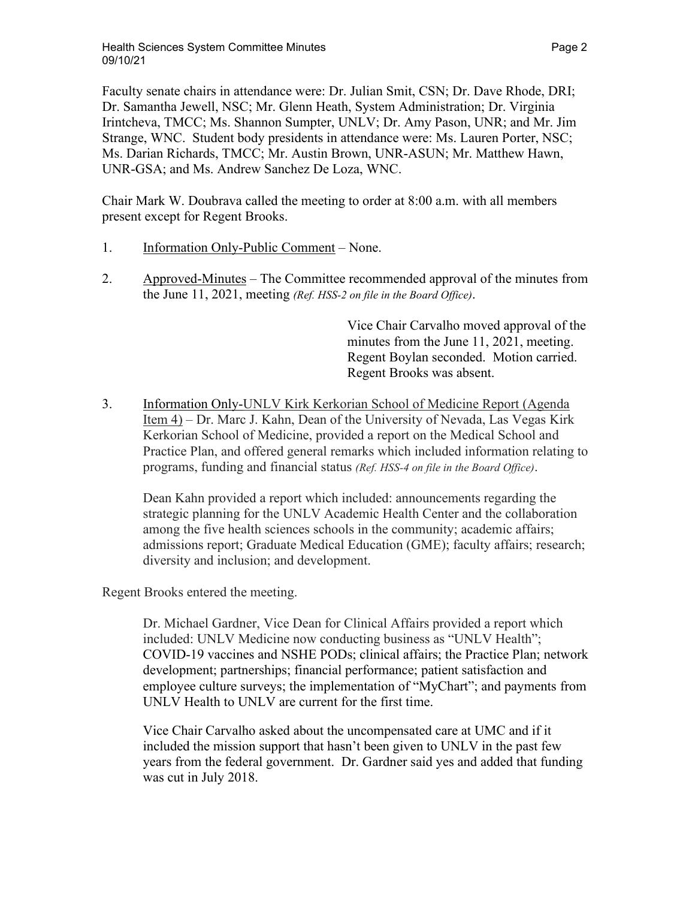Faculty senate chairs in attendance were: Dr. Julian Smit, CSN; Dr. Dave Rhode, DRI; Dr. Samantha Jewell, NSC; Mr. Glenn Heath, System Administration; Dr. Virginia Irintcheva, TMCC; Ms. Shannon Sumpter, UNLV; Dr. Amy Pason, UNR; and Mr. Jim Strange, WNC. Student body presidents in attendance were: Ms. Lauren Porter, NSC; Ms. Darian Richards, TMCC; Mr. Austin Brown, UNR-ASUN; Mr. Matthew Hawn, UNR-GSA; and Ms. Andrew Sanchez De Loza, WNC.

Chair Mark W. Doubrava called the meeting to order at 8:00 a.m. with all members present except for Regent Brooks.

1. Information Only-Public Comment – None.

2. Approved-Minutes – The Committee recommended approval of the minutes from the June 11, 2021, meeting *(Ref. HSS-2 on file in the Board Office)*.

   Vice Chair Carvalho moved approval of the minutes from the June 11, 2021, meeting. Regent Boylan seconded. Motion carried. Regent Brooks was absent.

3. Information Only-UNLV Kirk Kerkorian School of Medicine Report (Agenda Item 4) – Dr. Marc J. Kahn, Dean of the University of Nevada, Las Vegas Kirk Kerkorian School of Medicine, provided a report on the Medical School and Practice Plan, and offered general remarks which included information relating to programs, funding and financial status *(Ref. HSS-4 on file in the Board Office)*.

   Dean Kahn provided a report which included: announcements regarding the strategic planning for the UNLV Academic Health Center and the collaboration among the five health sciences schools in the community; academic affairs; admissions report; Graduate Medical Education (GME); faculty affairs; research; diversity and inclusion; and development.

Regent Brooks entered the meeting.

   Dr. Michael Gardner, Vice Dean for Clinical Affairs provided a report which included: UNLV Medicine now conducting business as "UNLV Health"; COVID-19 vaccines and NSHE PODs; clinical affairs; the Practice Plan; network development; partnerships; financial performance; patient satisfaction and employee culture surveys; the implementation of "MyChart"; and payments from UNLV Health to UNLV are current for the first time.

   Vice Chair Carvalho asked about the uncompensated care at UMC and if it included the mission support that hasn't been given to UNLV in the past few years from the federal government. Dr. Gardner said yes and added that funding was cut in July 2018.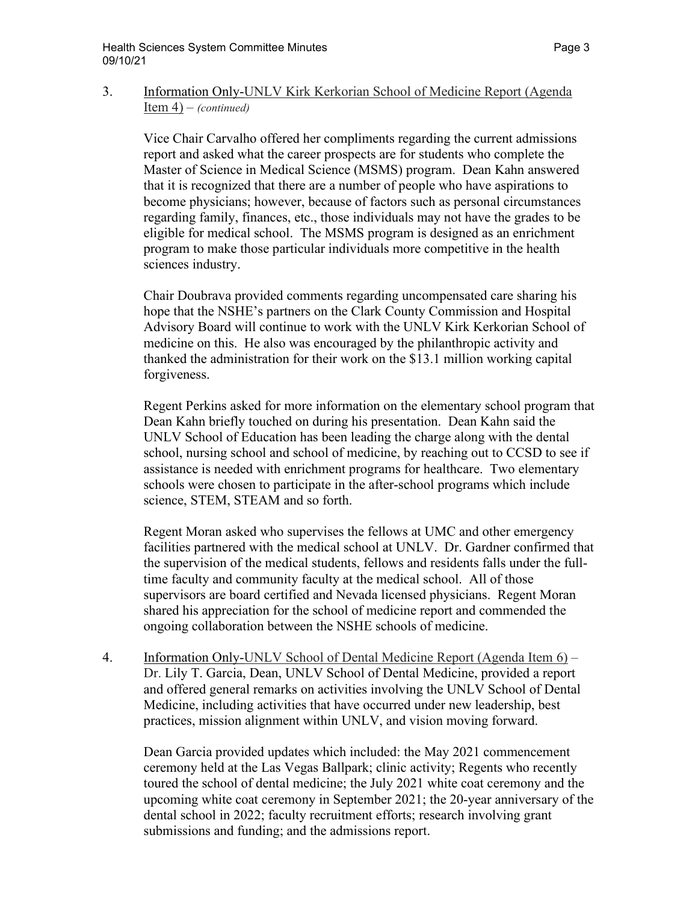3. Information Only-UNLV Kirk Kerkorian School of Medicine Report (Agenda Item 4) – *(continued)*

   Vice Chair Carvalho offered her compliments regarding the current admissions report and asked what the career prospects are for students who complete the Master of Science in Medical Science (MSMS) program. Dean Kahn answered that it is recognized that there are a number of people who have aspirations to become physicians; however, because of factors such as personal circumstances regarding family, finances, etc., those individuals may not have the grades to be eligible for medical school. The MSMS program is designed as an enrichment program to make those particular individuals more competitive in the health sciences industry.

   Chair Doubrava provided comments regarding uncompensated care sharing his hope that the NSHE's partners on the Clark County Commission and Hospital Advisory Board will continue to work with the UNLV Kirk Kerkorian School of medicine on this. He also was encouraged by the philanthropic activity and thanked the administration for their work on the $13.1 million working capital forgiveness.

   Regent Perkins asked for more information on the elementary school program that Dean Kahn briefly touched on during his presentation. Dean Kahn said the UNLV School of Education has been leading the charge along with the dental school, nursing school and school of medicine, by reaching out to CCSD to see if assistance is needed with enrichment programs for healthcare. Two elementary schools were chosen to participate in the after-school programs which include science, STEM, STEAM and so forth.

   Regent Moran asked who supervises the fellows at UMC and other emergency facilities partnered with the medical school at UNLV. Dr. Gardner confirmed that the supervision of the medical students, fellows and residents falls under the full-time faculty and community faculty at the medical school. All of those supervisors are board certified and Nevada licensed physicians. Regent Moran shared his appreciation for the school of medicine report and commended the ongoing collaboration between the NSHE schools of medicine.

4. Information Only-UNLV School of Dental Medicine Report (Agenda Item 6) – Dr. Lily T. Garcia, Dean, UNLV School of Dental Medicine, provided a report and offered general remarks on activities involving the UNLV School of Dental Medicine, including activities that have occurred under new leadership, best practices, mission alignment within UNLV, and vision moving forward.

   Dean Garcia provided updates which included: the May 2021 commencement ceremony held at the Las Vegas Ballpark; clinic activity; Regents who recently toured the school of dental medicine; the July 2021 white coat ceremony and the upcoming white coat ceremony in September 2021; the 20-year anniversary of the dental school in 2022; faculty recruitment efforts; research involving grant submissions and funding; and the admissions report.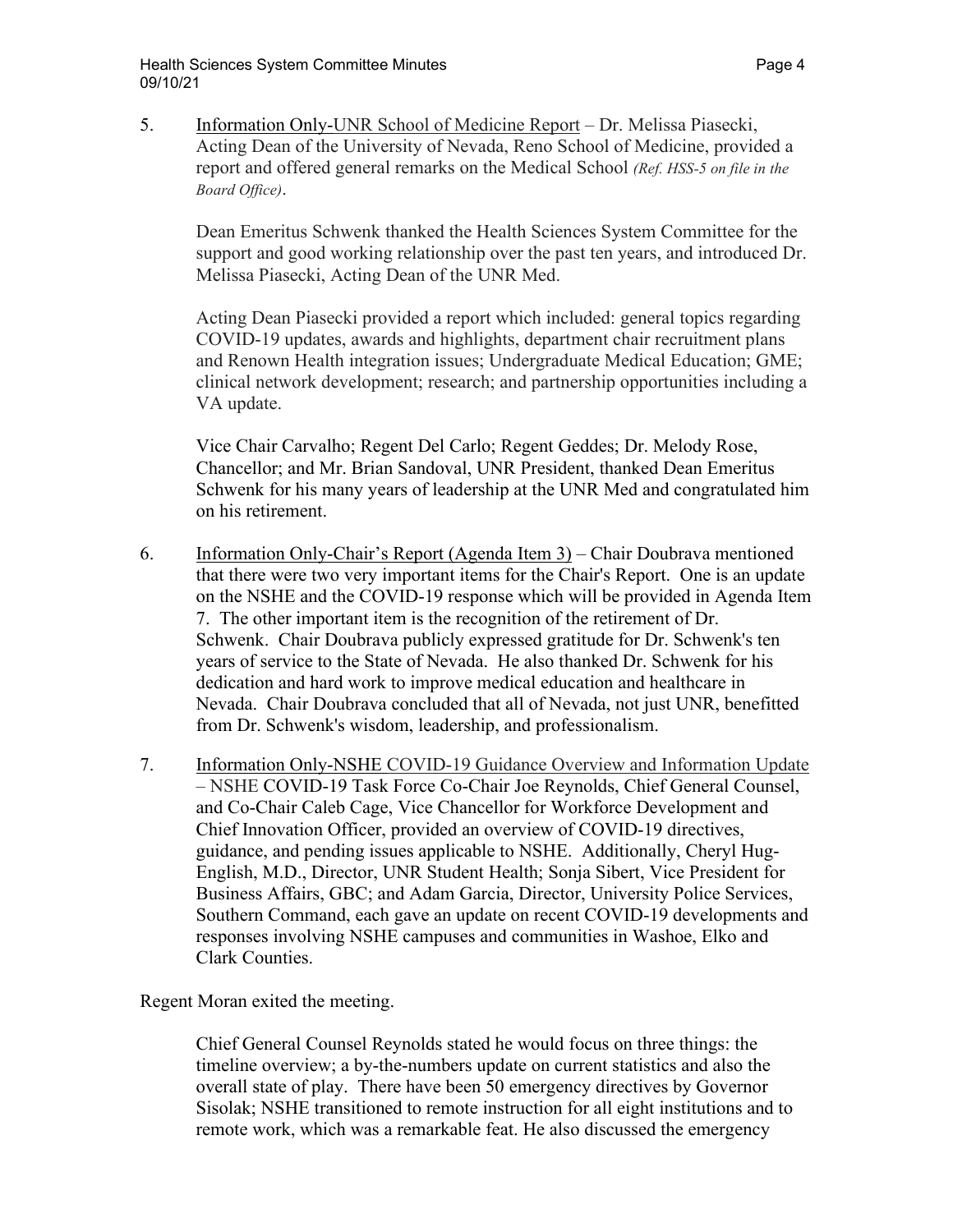5. <u>Information Only-UNR School of Medicine Report</u> – Dr. Melissa Piasecki, Acting Dean of the University of Nevada, Reno School of Medicine, provided a report and offered general remarks on the Medical School *(Ref. HSS-5 on file in the Board Office)*.

   Dean Emeritus Schwenk thanked the Health Sciences System Committee for the support and good working relationship over the past ten years, and introduced Dr. Melissa Piasecki, Acting Dean of the UNR Med.

   Acting Dean Piasecki provided a report which included: general topics regarding COVID-19 updates, awards and highlights, department chair recruitment plans and Renown Health integration issues; Undergraduate Medical Education; GME; clinical network development; research; and partnership opportunities including a VA update.

   Vice Chair Carvalho; Regent Del Carlo; Regent Geddes; Dr. Melody Rose, Chancellor; and Mr. Brian Sandoval, UNR President, thanked Dean Emeritus Schwenk for his many years of leadership at the UNR Med and congratulated him on his retirement.

6. <u>Information Only-Chair's Report (Agenda Item 3)</u> – Chair Doubrava mentioned that there were two very important items for the Chair's Report. One is an update on the NSHE and the COVID-19 response which will be provided in Agenda Item 7. The other important item is the recognition of the retirement of Dr. Schwenk. Chair Doubrava publicly expressed gratitude for Dr. Schwenk's ten years of service to the State of Nevada. He also thanked Dr. Schwenk for his dedication and hard work to improve medical education and healthcare in Nevada. Chair Doubrava concluded that all of Nevada, not just UNR, benefitted from Dr. Schwenk's wisdom, leadership, and professionalism.

7. <u>Information Only-NSHE COVID-19 Guidance Overview and Information Update</u> – NSHE COVID-19 Task Force Co-Chair Joe Reynolds, Chief General Counsel, and Co-Chair Caleb Cage, Vice Chancellor for Workforce Development and Chief Innovation Officer, provided an overview of COVID-19 directives, guidance, and pending issues applicable to NSHE. Additionally, Cheryl Hug-English, M.D., Director, UNR Student Health; Sonja Sibert, Vice President for Business Affairs, GBC; and Adam Garcia, Director, University Police Services, Southern Command, each gave an update on recent COVID-19 developments and responses involving NSHE campuses and communities in Washoe, Elko and Clark Counties.

Regent Moran exited the meeting.

   Chief General Counsel Reynolds stated he would focus on three things: the timeline overview; a by-the-numbers update on current statistics and also the overall state of play. There have been 50 emergency directives by Governor Sisolak; NSHE transitioned to remote instruction for all eight institutions and to remote work, which was a remarkable feat. He also discussed the emergency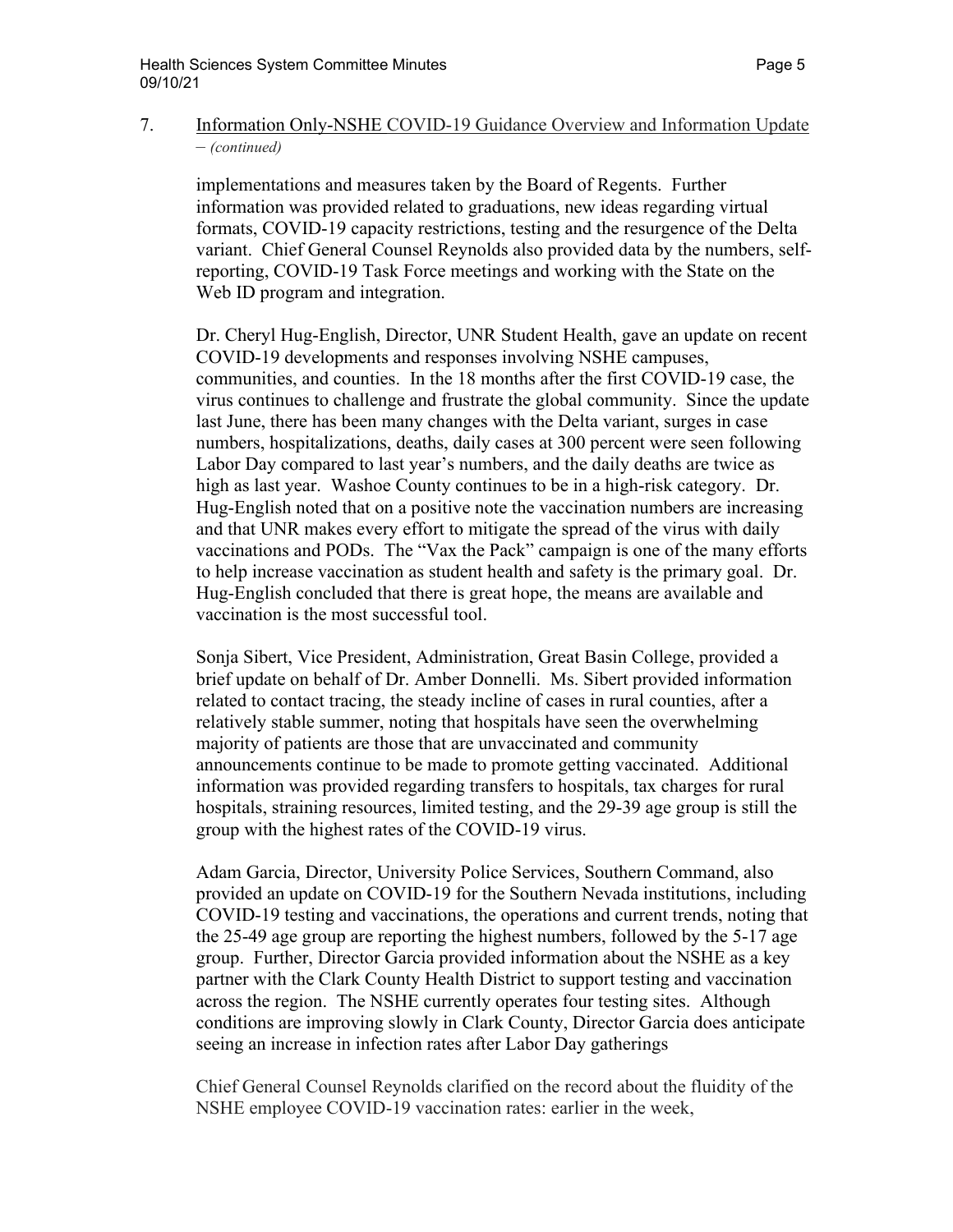7. Information Only-NSHE COVID-19 Guidance Overview and Information Update – *(continued)*

implementations and measures taken by the Board of Regents. Further information was provided related to graduations, new ideas regarding virtual formats, COVID-19 capacity restrictions, testing and the resurgence of the Delta variant. Chief General Counsel Reynolds also provided data by the numbers, self-reporting, COVID-19 Task Force meetings and working with the State on the Web ID program and integration.

Dr. Cheryl Hug-English, Director, UNR Student Health, gave an update on recent COVID-19 developments and responses involving NSHE campuses, communities, and counties. In the 18 months after the first COVID-19 case, the virus continues to challenge and frustrate the global community. Since the update last June, there has been many changes with the Delta variant, surges in case numbers, hospitalizations, deaths, daily cases at 300 percent were seen following Labor Day compared to last year's numbers, and the daily deaths are twice as high as last year. Washoe County continues to be in a high-risk category. Dr. Hug-English noted that on a positive note the vaccination numbers are increasing and that UNR makes every effort to mitigate the spread of the virus with daily vaccinations and PODs. The "Vax the Pack" campaign is one of the many efforts to help increase vaccination as student health and safety is the primary goal. Dr. Hug-English concluded that there is great hope, the means are available and vaccination is the most successful tool.

Sonja Sibert, Vice President, Administration, Great Basin College, provided a brief update on behalf of Dr. Amber Donnelli. Ms. Sibert provided information related to contact tracing, the steady incline of cases in rural counties, after a relatively stable summer, noting that hospitals have seen the overwhelming majority of patients are those that are unvaccinated and community announcements continue to be made to promote getting vaccinated. Additional information was provided regarding transfers to hospitals, tax charges for rural hospitals, straining resources, limited testing, and the 29-39 age group is still the group with the highest rates of the COVID-19 virus.

Adam Garcia, Director, University Police Services, Southern Command, also provided an update on COVID-19 for the Southern Nevada institutions, including COVID-19 testing and vaccinations, the operations and current trends, noting that the 25-49 age group are reporting the highest numbers, followed by the 5-17 age group. Further, Director Garcia provided information about the NSHE as a key partner with the Clark County Health District to support testing and vaccination across the region. The NSHE currently operates four testing sites. Although conditions are improving slowly in Clark County, Director Garcia does anticipate seeing an increase in infection rates after Labor Day gatherings

Chief General Counsel Reynolds clarified on the record about the fluidity of the NSHE employee COVID-19 vaccination rates: earlier in the week,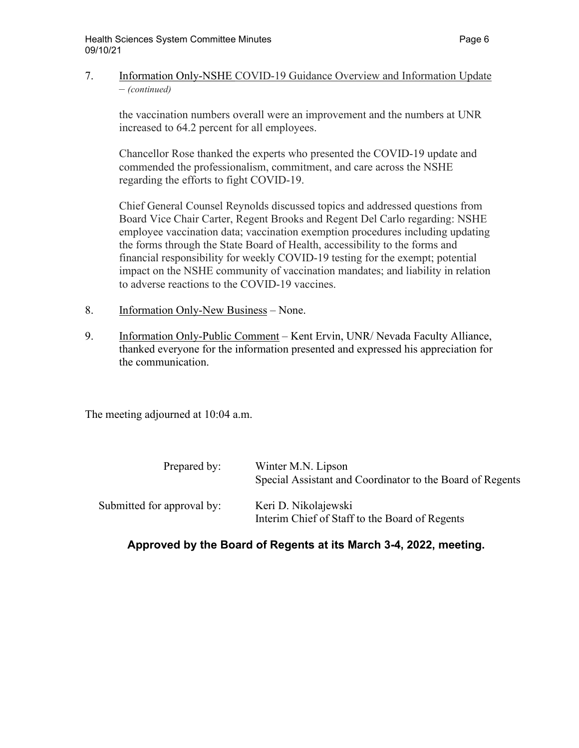7. Information Only-NSHE COVID-19 Guidance Overview and Information Update – *(continued)*

   the vaccination numbers overall were an improvement and the numbers at UNR increased to 64.2 percent for all employees.

   Chancellor Rose thanked the experts who presented the COVID-19 update and commended the professionalism, commitment, and care across the NSHE regarding the efforts to fight COVID-19.

   Chief General Counsel Reynolds discussed topics and addressed questions from Board Vice Chair Carter, Regent Brooks and Regent Del Carlo regarding: NSHE employee vaccination data; vaccination exemption procedures including updating the forms through the State Board of Health, accessibility to the forms and financial responsibility for weekly COVID-19 testing for the exempt; potential impact on the NSHE community of vaccination mandates; and liability in relation to adverse reactions to the COVID-19 vaccines.

8. Information Only-New Business – None.

9. Information Only-Public Comment – Kent Ervin, UNR/ Nevada Faculty Alliance, thanked everyone for the information presented and expressed his appreciation for the communication.

The meeting adjourned at 10:04 a.m.

Prepared by: Winter M.N. Lipson
Special Assistant and Coordinator to the Board of Regents

Submitted for approval by: Keri D. Nikolajewski
Interim Chief of Staff to the Board of Regents

**Approved by the Board of Regents at its March 3-4, 2022, meeting.**